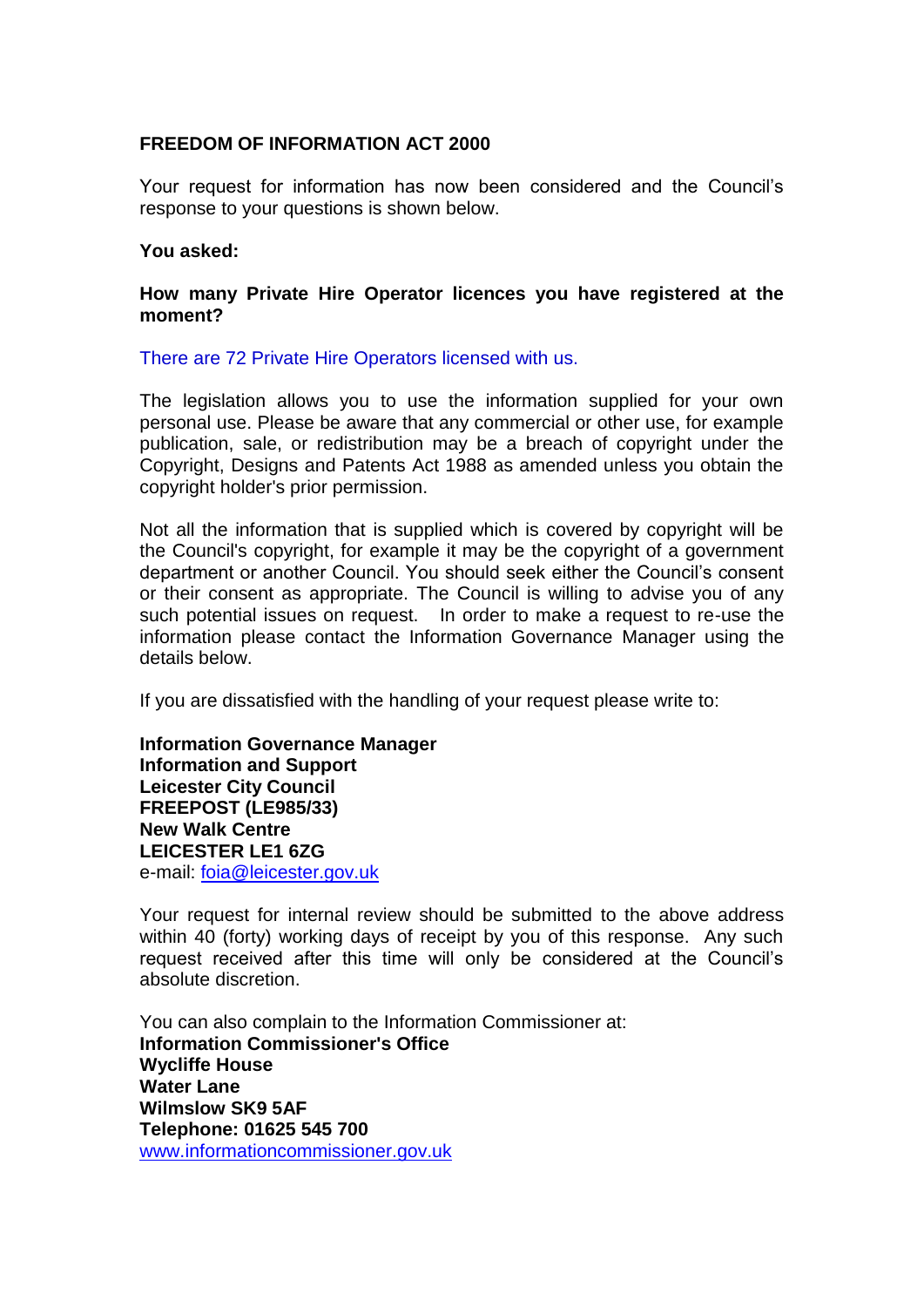**FREEDOM OF INFORMATION ACT 2000**

Your request for information has now been considered and the Council's response to your questions is shown below.

**You asked:**

**How many Private Hire Operator licences you have registered at the moment?**

There are 72 Private Hire Operators licensed with us.

The legislation allows you to use the information supplied for your own personal use. Please be aware that any commercial or other use, for example publication, sale, or redistribution may be a breach of copyright under the Copyright, Designs and Patents Act 1988 as amended unless you obtain the copyright holder's prior permission.

Not all the information that is supplied which is covered by copyright will be the Council's copyright, for example it may be the copyright of a government department or another Council. You should seek either the Council's consent or their consent as appropriate. The Council is willing to advise you of any such potential issues on request. In order to make a request to re-use the information please contact the Information Governance Manager using the details below.

If you are dissatisfied with the handling of your request please write to:

**Information Governance Manager**
**Information and Support**
**Leicester City Council**
**FREEPOST (LE985/33)**
**New Walk Centre**
**LEICESTER LE1 6ZG**
e-mail: foia@leicester.gov.uk

Your request for internal review should be submitted to the above address within 40 (forty) working days of receipt by you of this response. Any such request received after this time will only be considered at the Council's absolute discretion.

You can also complain to the Information Commissioner at:
**Information Commissioner's Office**
**Wycliffe House**
**Water Lane**
**Wilmslow SK9 5AF**
**Telephone: 01625 545 700**
www.informationcommissioner.gov.uk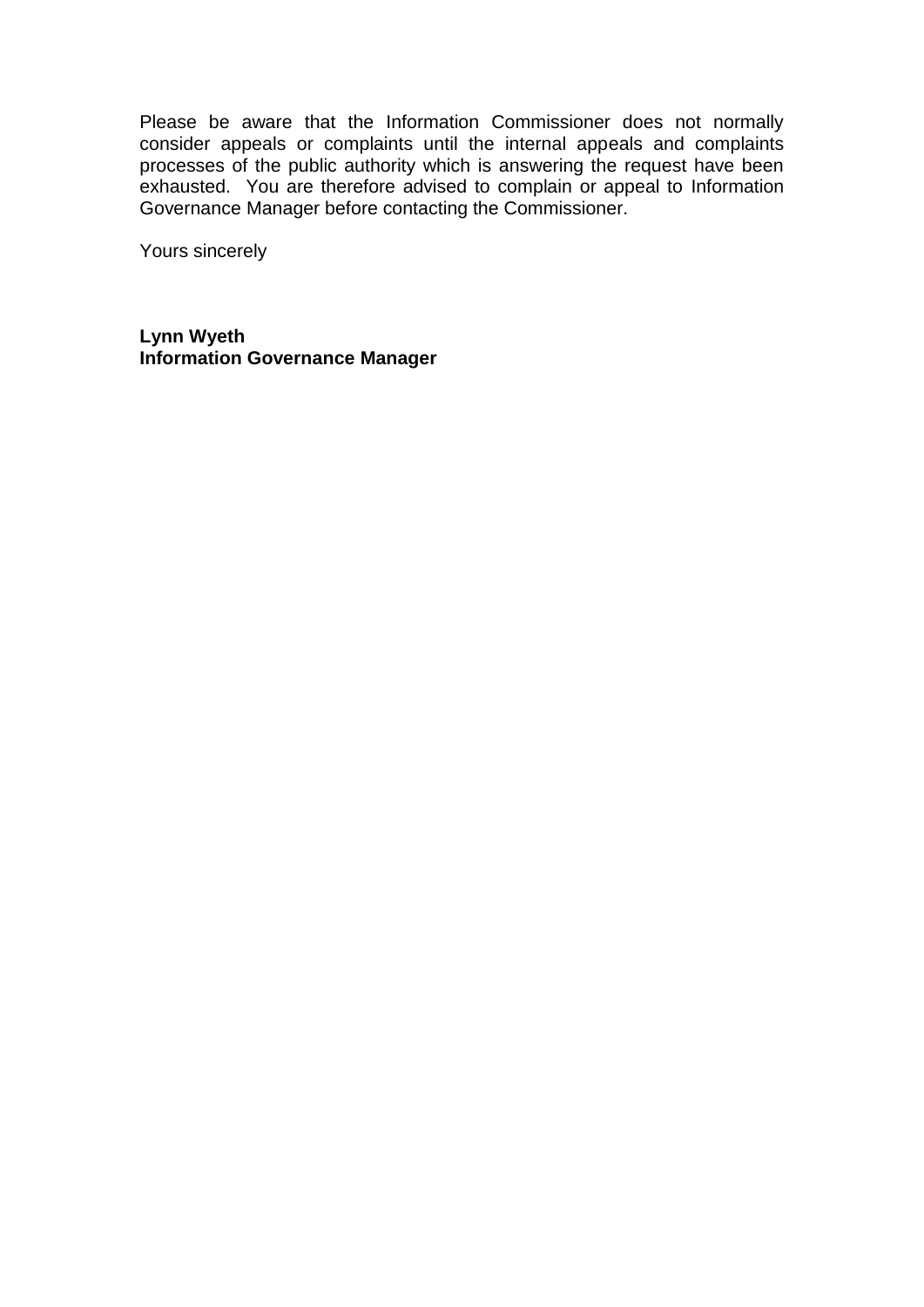Please be aware that the Information Commissioner does not normally consider appeals or complaints until the internal appeals and complaints processes of the public authority which is answering the request have been exhausted. You are therefore advised to complain or appeal to Information Governance Manager before contacting the Commissioner.

Yours sincerely

**Lynn Wyeth**
**Information Governance Manager**